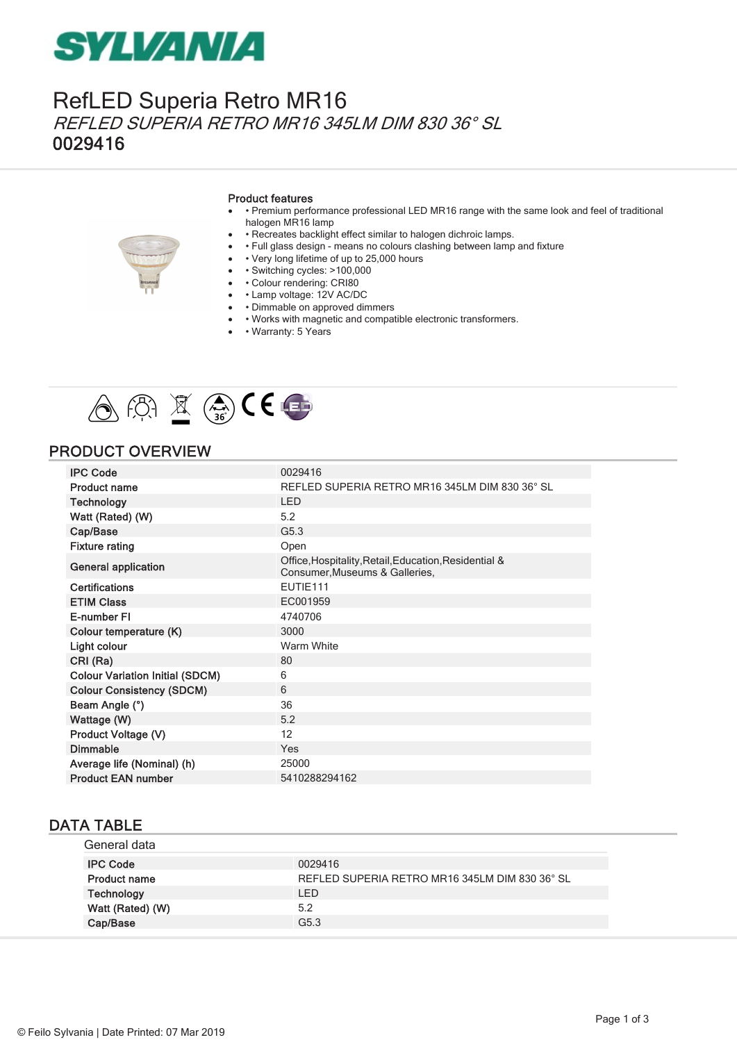# SYLVANIA

# RefLED Superia Retro MR16

*REFLED SUPERIA RETRO MR16 345LM DIM 830 36° SL*

**0029416**

### Product features

- • Premium performance professional LED MR16 range with the same look and feel of traditional halogen MR16 lamp
- • Recreates backlight effect similar to halogen dichroic lamps.
- • Full glass design - means no colours clashing between lamp and fixture
- • Very long lifetime of up to 25,000 hours
- • Switching cycles: >100,000
- • Colour rendering: CRI80
- • Lamp voltage: 12V AC/DC
- • Dimmable on approved dimmers
- • Works with magnetic and compatible electronic transformers.
- • Warranty: 5 Years

## PRODUCT OVERVIEW

| | |
|---|---|
| IPC Code | 0029416 |
| Product name | REFLED SUPERIA RETRO MR16 345LM DIM 830 36° SL |
| Technology | LED |
| Watt (Rated) (W) | 5.2 |
| Cap/Base | G5.3 |
| Fixture rating | Open |
| General application | Office,Hospitality,Retail,Education,Residential & Consumer,Museums & Galleries, |
| Certifications | EUTIE111 |
| ETIM Class | EC001959 |
| E-number FI | 4740706 |
| Colour temperature (K) | 3000 |
| Light colour | Warm White |
| CRI (Ra) | 80 |
| Colour Variation Initial (SDCM) | 6 |
| Colour Consistency (SDCM) | 6 |
| Beam Angle (°) | 36 |
| Wattage (W) | 5.2 |
| Product Voltage (V) | 12 |
| Dimmable | Yes |
| Average life (Nominal) (h) | 25000 |
| Product EAN number | 5410288294162 |

## DATA TABLE

### General data

| | |
|---|---|
| IPC Code | 0029416 |
| Product name | REFLED SUPERIA RETRO MR16 345LM DIM 830 36° SL |
| Technology | LED |
| Watt (Rated) (W) | 5.2 |
| Cap/Base | G5.3 |

© Feilo Sylvania | Date Printed: 07 Mar 2019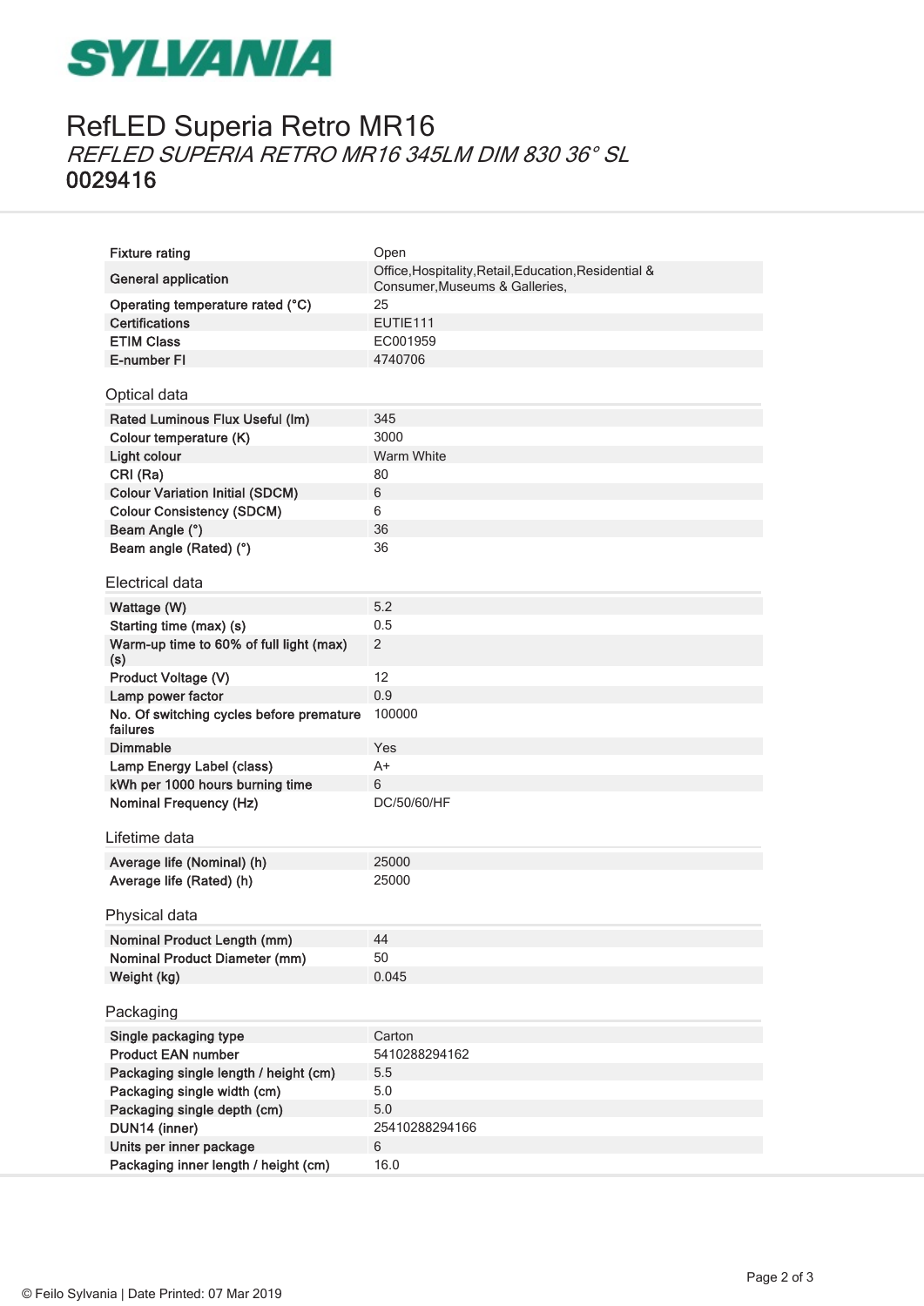# RefLED Superia Retro MR16

*REFLED SUPERIA RETRO MR16 345LM DIM 830 36° SL*

**0029416**

| | |
|---|---|
| Fixture rating | Open |
| General application | Office,Hospitality,Retail,Education,Residential & Consumer,Museums & Galleries, |
| Operating temperature rated (°C) | 25 |
| Certifications | EUTIE111 |
| ETIM Class | EC001959 |
| E-number FI | 4740706 |

## Optical data

| | |
|---|---|
| Rated Luminous Flux Useful (lm) | 345 |
| Colour temperature (K) | 3000 |
| Light colour | Warm White |
| CRI (Ra) | 80 |
| Colour Variation Initial (SDCM) | 6 |
| Colour Consistency (SDCM) | 6 |
| Beam Angle (°) | 36 |
| Beam angle (Rated) (°) | 36 |

## Electrical data

| | |
|---|---|
| Wattage (W) | 5.2 |
| Starting time (max) (s) | 0.5 |
| Warm-up time to 60% of full light (max) (s) | 2 |
| Product Voltage (V) | 12 |
| Lamp power factor | 0.9 |
| No. Of switching cycles before premature failures | 100000 |
| Dimmable | Yes |
| Lamp Energy Label (class) | A+ |
| kWh per 1000 hours burning time | 6 |
| Nominal Frequency (Hz) | DC/50/60/HF |

## Lifetime data

| | |
|---|---|
| Average life (Nominal) (h) | 25000 |
| Average life (Rated) (h) | 25000 |

## Physical data

| | |
|---|---|
| Nominal Product Length (mm) | 44 |
| Nominal Product Diameter (mm) | 50 |
| Weight (kg) | 0.045 |

## Packaging

| | |
|---|---|
| Single packaging type | Carton |
| Product EAN number | 5410288294162 |
| Packaging single length / height (cm) | 5.5 |
| Packaging single width (cm) | 5.0 |
| Packaging single depth (cm) | 5.0 |
| DUN14 (inner) | 25410288294166 |
| Units per inner package | 6 |
| Packaging inner length / height (cm) | 16.0 |

© Feilo Sylvania | Date Printed: 07 Mar 2019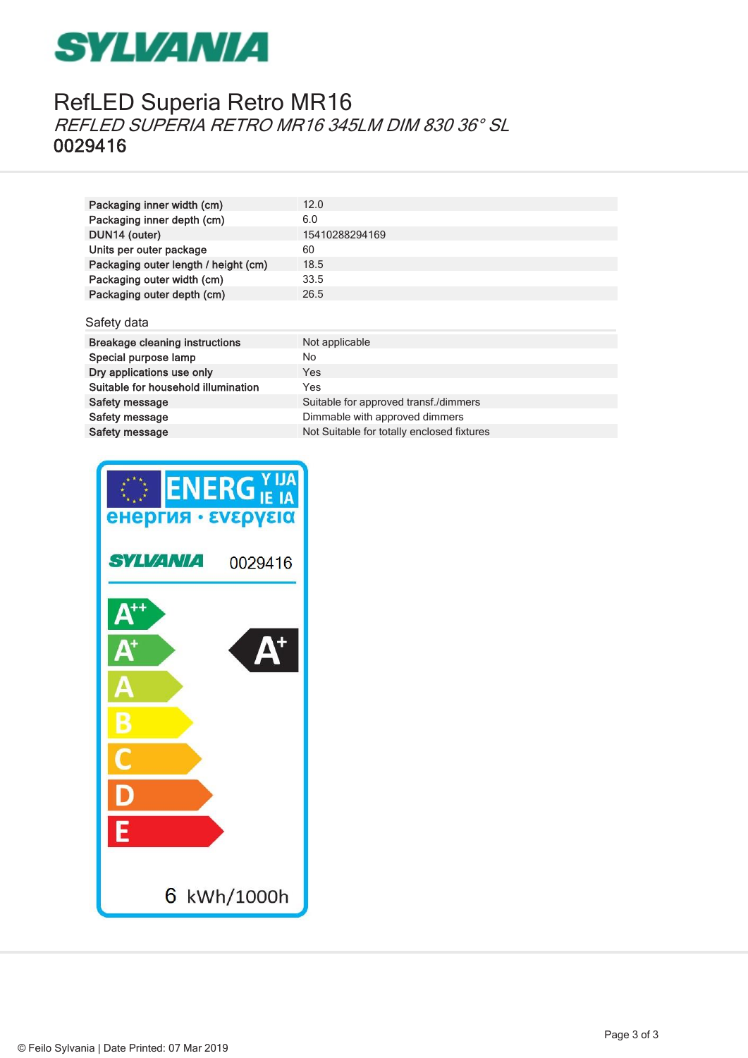# RefLED Superia Retro MR16

*REFLED SUPERIA RETRO MR16 345LM DIM 830 36° SL*

0029416

| | |
|---|---|
| Packaging inner width (cm) | 12.0 |
| Packaging inner depth (cm) | 6.0 |
| DUN14 (outer) | 15410288294169 |
| Units per outer package | 60 |
| Packaging outer length / height (cm) | 18.5 |
| Packaging outer width (cm) | 33.5 |
| Packaging outer depth (cm) | 26.5 |

## Safety data

| | |
|---|---|
| Breakage cleaning instructions | Not applicable |
| Special purpose lamp | No |
| Dry applications use only | Yes |
| Suitable for household illumination | Yes |
| Safety message | Suitable for approved transf./dimmers |
| Safety message | Dimmable with approved dimmers |
| Safety message | Not Suitable for totally enclosed fixtures |

ENERGY IJA IE IA
енергия · ενεργεια

SYLVANIA 0029416

A++
A+
A
B
C
D
E

A+

6 kWh/1000h

© Feilo Sylvania | Date Printed: 07 Mar 2019